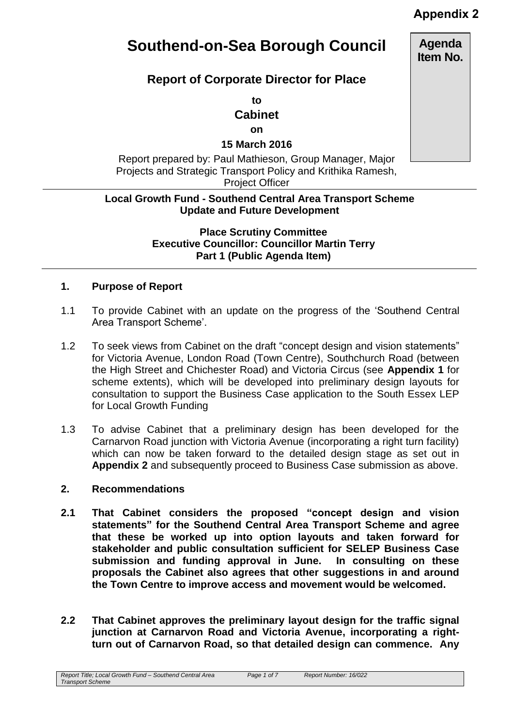**Appendix 2**

# Southend-on-Sea Borough Council

**Agenda Item No.**

## Report of Corporate Director for Place

**to**

**Cabinet**

**on**

**15 March 2016**

Report prepared by: Paul Mathieson, Group Manager, Major Projects and Strategic Transport Policy and Krithika Ramesh, Project Officer

**Local Growth Fund - Southend Central Area Transport Scheme Update and Future Development**

**Place Scrutiny Committee**
**Executive Councillor: Councillor Martin Terry**
**Part 1 (Public Agenda Item)**

### 1. Purpose of Report

1.1 To provide Cabinet with an update on the progress of the 'Southend Central Area Transport Scheme'.

1.2 To seek views from Cabinet on the draft "concept design and vision statements" for Victoria Avenue, London Road (Town Centre), Southchurch Road (between the High Street and Chichester Road) and Victoria Circus (see **Appendix 1** for scheme extents), which will be developed into preliminary design layouts for consultation to support the Business Case application to the South Essex LEP for Local Growth Funding

1.3 To advise Cabinet that a preliminary design has been developed for the Carnarvon Road junction with Victoria Avenue (incorporating a right turn facility) which can now be taken forward to the detailed design stage as set out in **Appendix 2** and subsequently proceed to Business Case submission as above.

### 2. Recommendations

**2.1 That Cabinet considers the proposed "concept design and vision statements" for the Southend Central Area Transport Scheme and agree that these be worked up into option layouts and taken forward for stakeholder and public consultation sufficient for SELEP Business Case submission and funding approval in June. In consulting on these proposals the Cabinet also agrees that other suggestions in and around the Town Centre to improve access and movement would be welcomed.**

**2.2 That Cabinet approves the preliminary layout design for the traffic signal junction at Carnarvon Road and Victoria Avenue, incorporating a right-turn out of Carnarvon Road, so that detailed design can commence. Any**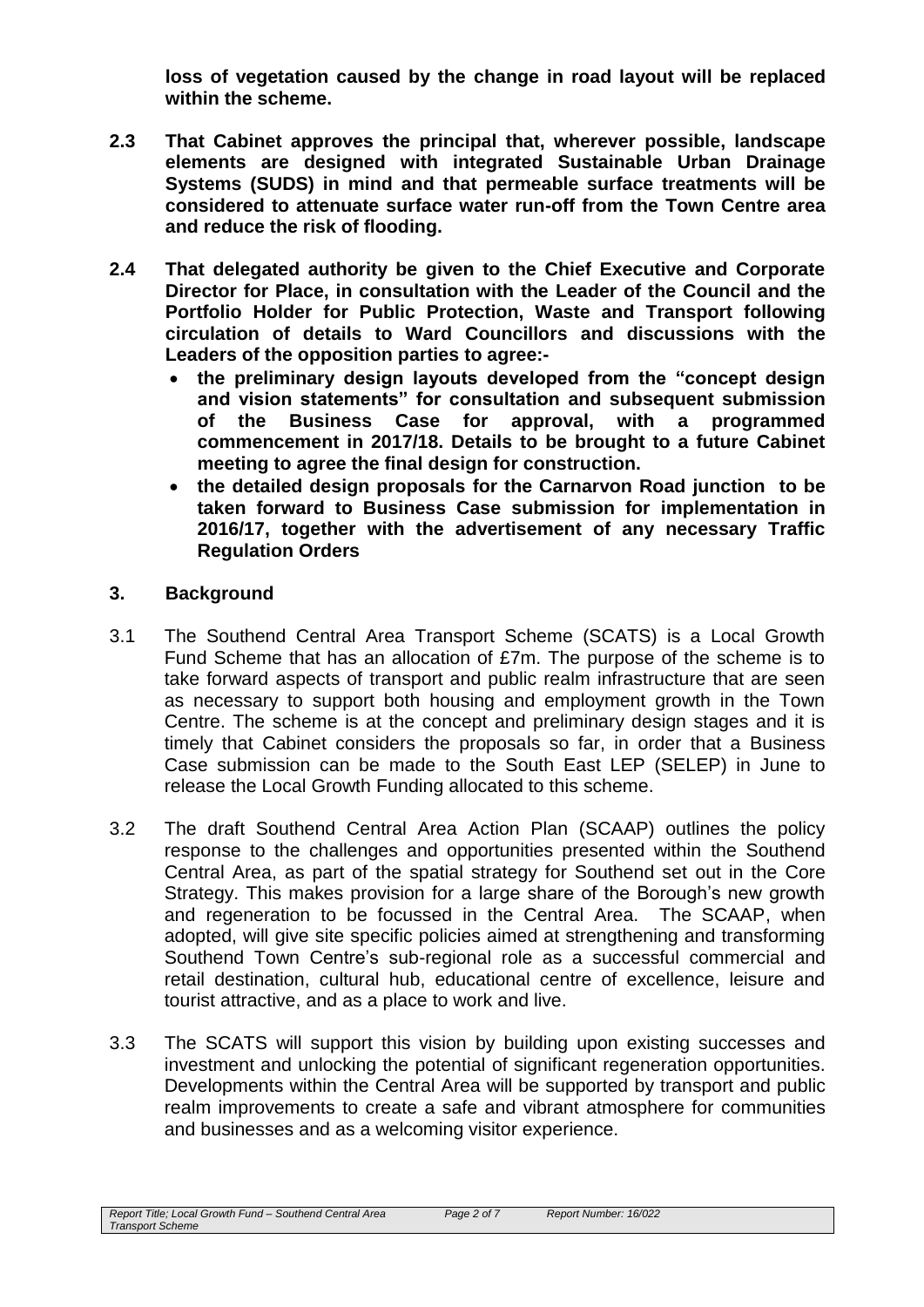**loss of vegetation caused by the change in road layout will be replaced within the scheme.**

**2.3 That Cabinet approves the principal that, wherever possible, landscape elements are designed with integrated Sustainable Urban Drainage Systems (SUDS) in mind and that permeable surface treatments will be considered to attenuate surface water run-off from the Town Centre area and reduce the risk of flooding.**

**2.4 That delegated authority be given to the Chief Executive and Corporate Director for Place, in consultation with the Leader of the Council and the Portfolio Holder for Public Protection, Waste and Transport following circulation of details to Ward Councillors and discussions with the Leaders of the opposition parties to agree:-**

- **the preliminary design layouts developed from the "concept design and vision statements" for consultation and subsequent submission of the Business Case for approval, with a programmed commencement in 2017/18. Details to be brought to a future Cabinet meeting to agree the final design for construction.**
- **the detailed design proposals for the Carnarvon Road junction to be taken forward to Business Case submission for implementation in 2016/17, together with the advertisement of any necessary Traffic Regulation Orders**

## 3. Background

3.1 The Southend Central Area Transport Scheme (SCATS) is a Local Growth Fund Scheme that has an allocation of £7m. The purpose of the scheme is to take forward aspects of transport and public realm infrastructure that are seen as necessary to support both housing and employment growth in the Town Centre. The scheme is at the concept and preliminary design stages and it is timely that Cabinet considers the proposals so far, in order that a Business Case submission can be made to the South East LEP (SELEP) in June to release the Local Growth Funding allocated to this scheme.

3.2 The draft Southend Central Area Action Plan (SCAAP) outlines the policy response to the challenges and opportunities presented within the Southend Central Area, as part of the spatial strategy for Southend set out in the Core Strategy. This makes provision for a large share of the Borough's new growth and regeneration to be focussed in the Central Area. The SCAAP, when adopted, will give site specific policies aimed at strengthening and transforming Southend Town Centre's sub-regional role as a successful commercial and retail destination, cultural hub, educational centre of excellence, leisure and tourist attractive, and as a place to work and live.

3.3 The SCATS will support this vision by building upon existing successes and investment and unlocking the potential of significant regeneration opportunities. Developments within the Central Area will be supported by transport and public realm improvements to create a safe and vibrant atmosphere for communities and businesses and as a welcoming visitor experience.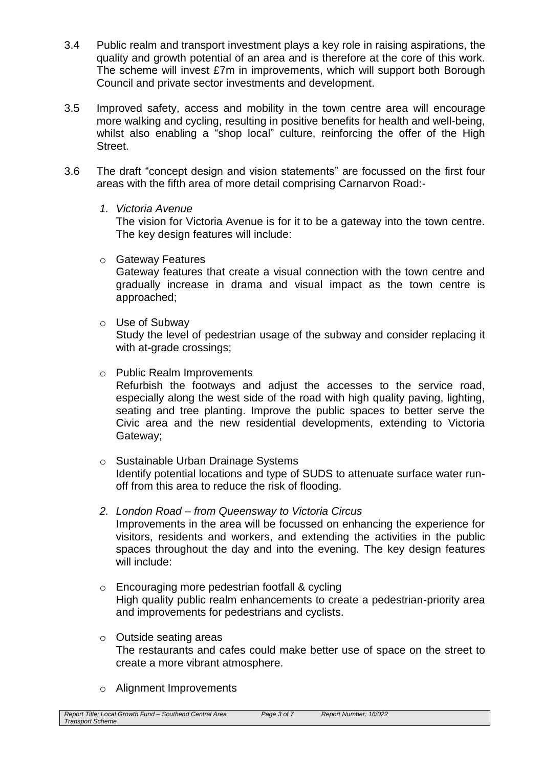3.4 Public realm and transport investment plays a key role in raising aspirations, the quality and growth potential of an area and is therefore at the core of this work. The scheme will invest £7m in improvements, which will support both Borough Council and private sector investments and development.

3.5 Improved safety, access and mobility in the town centre area will encourage more walking and cycling, resulting in positive benefits for health and well-being, whilst also enabling a "shop local" culture, reinforcing the offer of the High Street.

3.6 The draft "concept design and vision statements" are focussed on the first four areas with the fifth area of more detail comprising Carnarvon Road:-

1. *Victoria Avenue*

   The vision for Victoria Avenue is for it to be a gateway into the town centre. The key design features will include:

- Gateway Features

  Gateway features that create a visual connection with the town centre and gradually increase in drama and visual impact as the town centre is approached;

- Use of Subway

  Study the level of pedestrian usage of the subway and consider replacing it with at-grade crossings;

- Public Realm Improvements

  Refurbish the footways and adjust the accesses to the service road, especially along the west side of the road with high quality paving, lighting, seating and tree planting. Improve the public spaces to better serve the Civic area and the new residential developments, extending to Victoria Gateway;

- Sustainable Urban Drainage Systems

  Identify potential locations and type of SUDS to attenuate surface water run-off from this area to reduce the risk of flooding.

2. *London Road – from Queensway to Victoria Circus*

   Improvements in the area will be focussed on enhancing the experience for visitors, residents and workers, and extending the activities in the public spaces throughout the day and into the evening. The key design features will include:

- Encouraging more pedestrian footfall & cycling

  High quality public realm enhancements to create a pedestrian-priority area and improvements for pedestrians and cyclists.

- Outside seating areas

  The restaurants and cafes could make better use of space on the street to create a more vibrant atmosphere.

- Alignment Improvements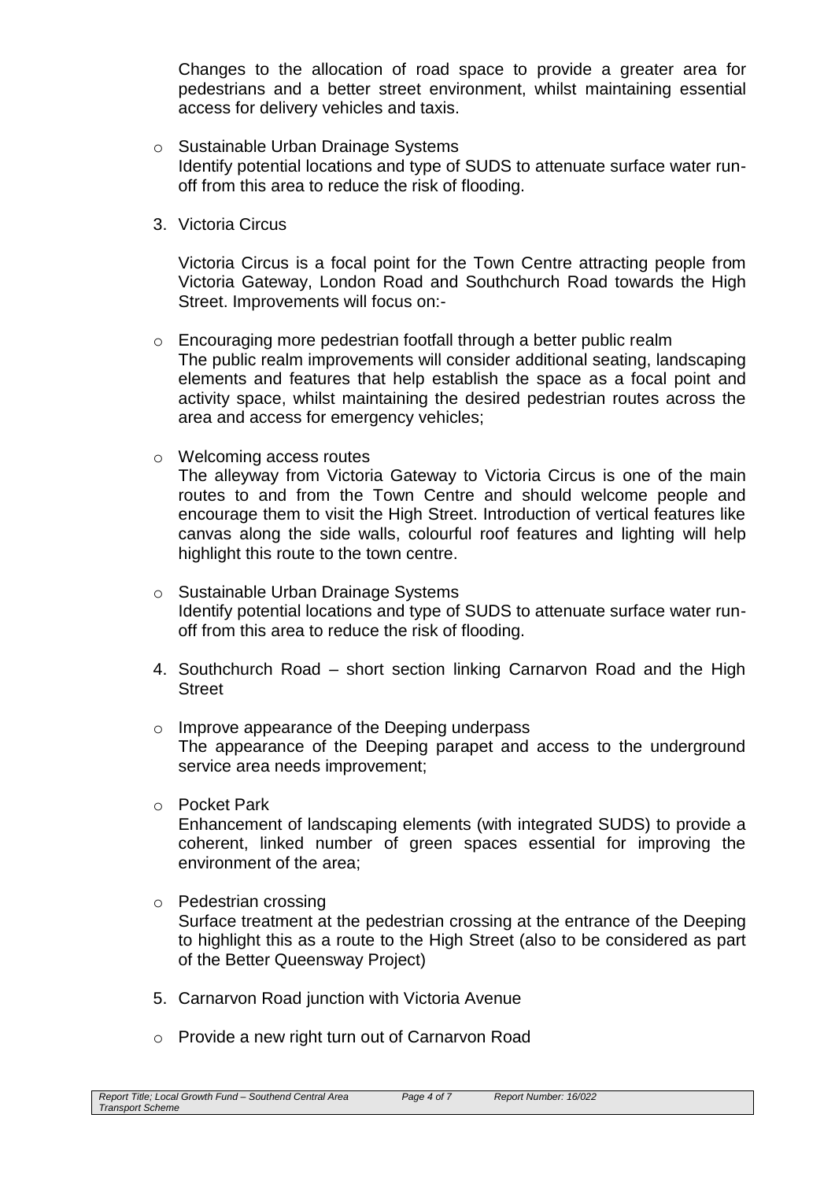Changes to the allocation of road space to provide a greater area for pedestrians and a better street environment, whilst maintaining essential access for delivery vehicles and taxis.

- Sustainable Urban Drainage Systems
  Identify potential locations and type of SUDS to attenuate surface water run-off from this area to reduce the risk of flooding.

3. Victoria Circus

   Victoria Circus is a focal point for the Town Centre attracting people from Victoria Gateway, London Road and Southchurch Road towards the High Street. Improvements will focus on:-

- Encouraging more pedestrian footfall through a better public realm
  The public realm improvements will consider additional seating, landscaping elements and features that help establish the space as a focal point and activity space, whilst maintaining the desired pedestrian routes across the area and access for emergency vehicles;

- Welcoming access routes
  The alleyway from Victoria Gateway to Victoria Circus is one of the main routes to and from the Town Centre and should welcome people and encourage them to visit the High Street. Introduction of vertical features like canvas along the side walls, colourful roof features and lighting will help highlight this route to the town centre.

- Sustainable Urban Drainage Systems
  Identify potential locations and type of SUDS to attenuate surface water run-off from this area to reduce the risk of flooding.

4. Southchurch Road – short section linking Carnarvon Road and the High Street

- Improve appearance of the Deeping underpass
  The appearance of the Deeping parapet and access to the underground service area needs improvement;

- Pocket Park
  Enhancement of landscaping elements (with integrated SUDS) to provide a coherent, linked number of green spaces essential for improving the environment of the area;

- Pedestrian crossing
  Surface treatment at the pedestrian crossing at the entrance of the Deeping to highlight this as a route to the High Street (also to be considered as part of the Better Queensway Project)

5. Carnarvon Road junction with Victoria Avenue

- Provide a new right turn out of Carnarvon Road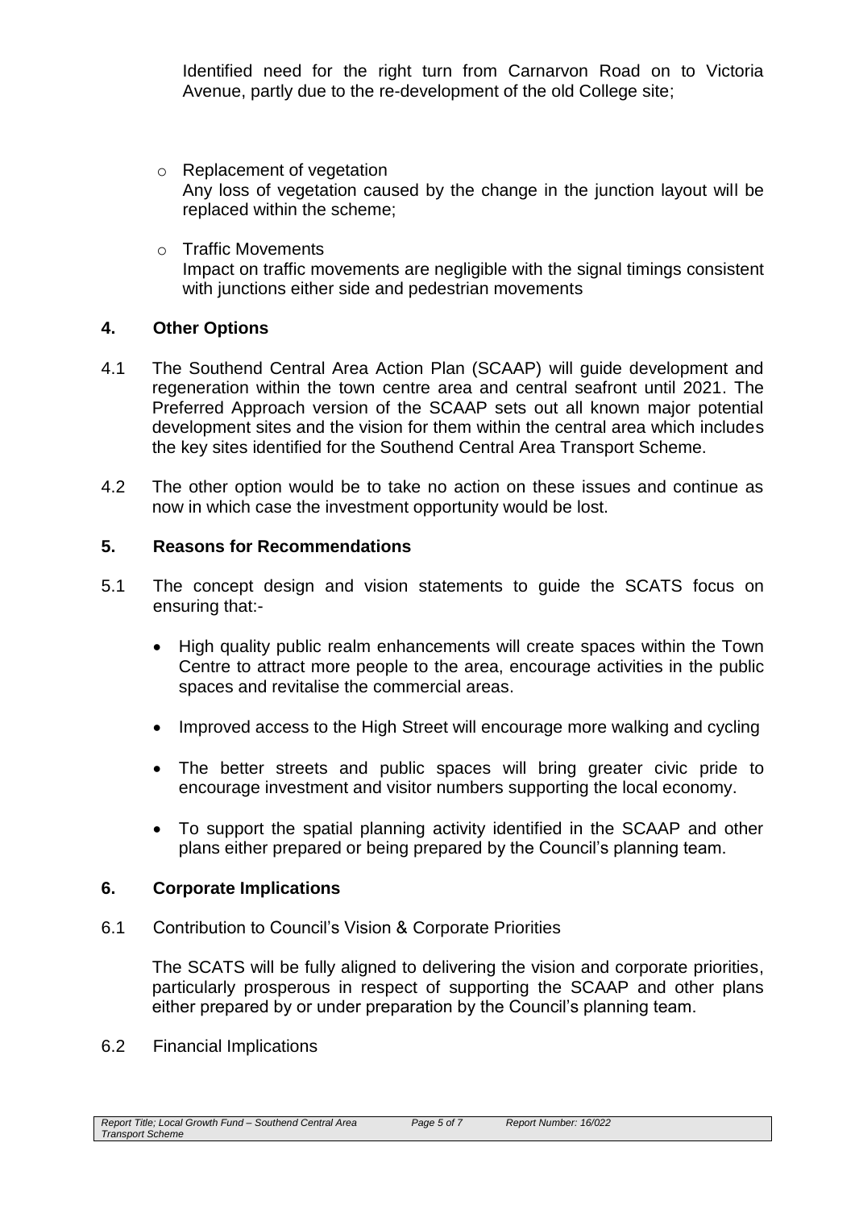Identified need for the right turn from Carnarvon Road on to Victoria Avenue, partly due to the re-development of the old College site;

- Replacement of vegetation
  Any loss of vegetation caused by the change in the junction layout will be replaced within the scheme;

- Traffic Movements
  Impact on traffic movements are negligible with the signal timings consistent with junctions either side and pedestrian movements

## 4. Other Options

4.1 The Southend Central Area Action Plan (SCAAP) will guide development and regeneration within the town centre area and central seafront until 2021. The Preferred Approach version of the SCAAP sets out all known major potential development sites and the vision for them within the central area which includes the key sites identified for the Southend Central Area Transport Scheme.

4.2 The other option would be to take no action on these issues and continue as now in which case the investment opportunity would be lost.

## 5. Reasons for Recommendations

5.1 The concept design and vision statements to guide the SCATS focus on ensuring that:-

- High quality public realm enhancements will create spaces within the Town Centre to attract more people to the area, encourage activities in the public spaces and revitalise the commercial areas.

- Improved access to the High Street will encourage more walking and cycling

- The better streets and public spaces will bring greater civic pride to encourage investment and visitor numbers supporting the local economy.

- To support the spatial planning activity identified in the SCAAP and other plans either prepared or being prepared by the Council's planning team.

## 6. Corporate Implications

6.1 Contribution to Council's Vision & Corporate Priorities

The SCATS will be fully aligned to delivering the vision and corporate priorities, particularly prosperous in respect of supporting the SCAAP and other plans either prepared by or under preparation by the Council's planning team.

6.2 Financial Implications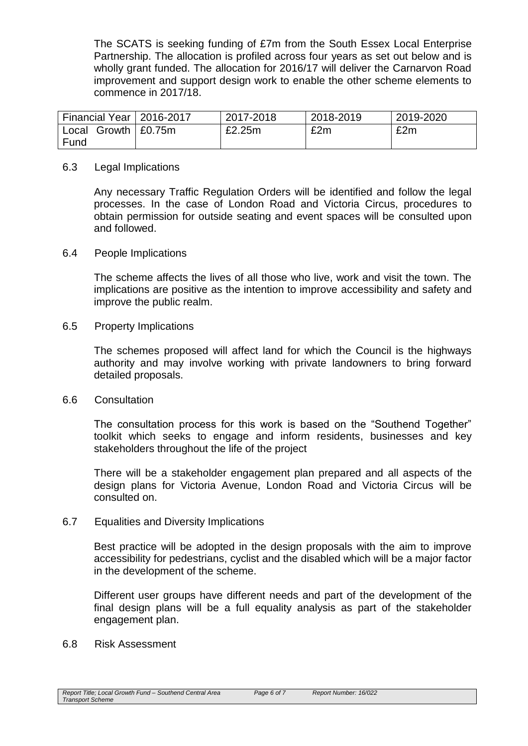The SCATS is seeking funding of £7m from the South Essex Local Enterprise Partnership. The allocation is profiled across four years as set out below and is wholly grant funded. The allocation for 2016/17 will deliver the Carnarvon Road improvement and support design work to enable the other scheme elements to commence in 2017/18.

| Financial Year | 2016-2017 | 2017-2018 | 2018-2019 | 2019-2020 |
|---|---|---|---|---|
| Local Growth Fund | £0.75m | £2.25m | £2m | £2m |

### 6.3 Legal Implications

Any necessary Traffic Regulation Orders will be identified and follow the legal processes. In the case of London Road and Victoria Circus, procedures to obtain permission for outside seating and event spaces will be consulted upon and followed.

### 6.4 People Implications

The scheme affects the lives of all those who live, work and visit the town. The implications are positive as the intention to improve accessibility and safety and improve the public realm.

### 6.5 Property Implications

The schemes proposed will affect land for which the Council is the highways authority and may involve working with private landowners to bring forward detailed proposals.

### 6.6 Consultation

The consultation process for this work is based on the "Southend Together" toolkit which seeks to engage and inform residents, businesses and key stakeholders throughout the life of the project

There will be a stakeholder engagement plan prepared and all aspects of the design plans for Victoria Avenue, London Road and Victoria Circus will be consulted on.

### 6.7 Equalities and Diversity Implications

Best practice will be adopted in the design proposals with the aim to improve accessibility for pedestrians, cyclist and the disabled which will be a major factor in the development of the scheme.

Different user groups have different needs and part of the development of the final design plans will be a full equality analysis as part of the stakeholder engagement plan.

### 6.8 Risk Assessment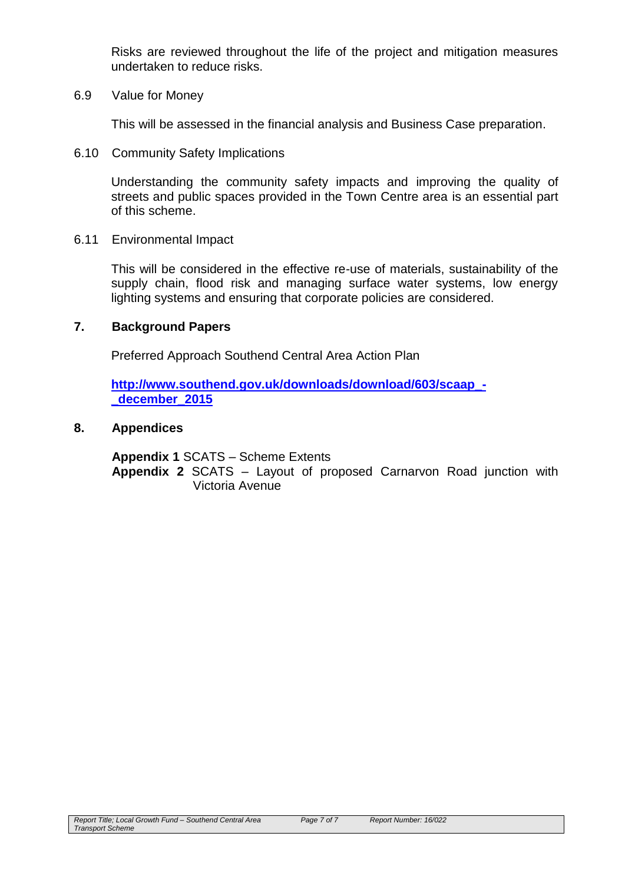Risks are reviewed throughout the life of the project and mitigation measures undertaken to reduce risks.

6.9 Value for Money

This will be assessed in the financial analysis and Business Case preparation.

6.10 Community Safety Implications

Understanding the community safety impacts and improving the quality of streets and public spaces provided in the Town Centre area is an essential part of this scheme.

6.11 Environmental Impact

This will be considered in the effective re-use of materials, sustainability of the supply chain, flood risk and managing surface water systems, low energy lighting systems and ensuring that corporate policies are considered.

## 7. Background Papers

Preferred Approach Southend Central Area Action Plan

**http://www.southend.gov.uk/downloads/download/603/scaap_-_december_2015**

## 8. Appendices

**Appendix 1** SCATS – Scheme Extents
**Appendix 2** SCATS – Layout of proposed Carnarvon Road junction with Victoria Avenue